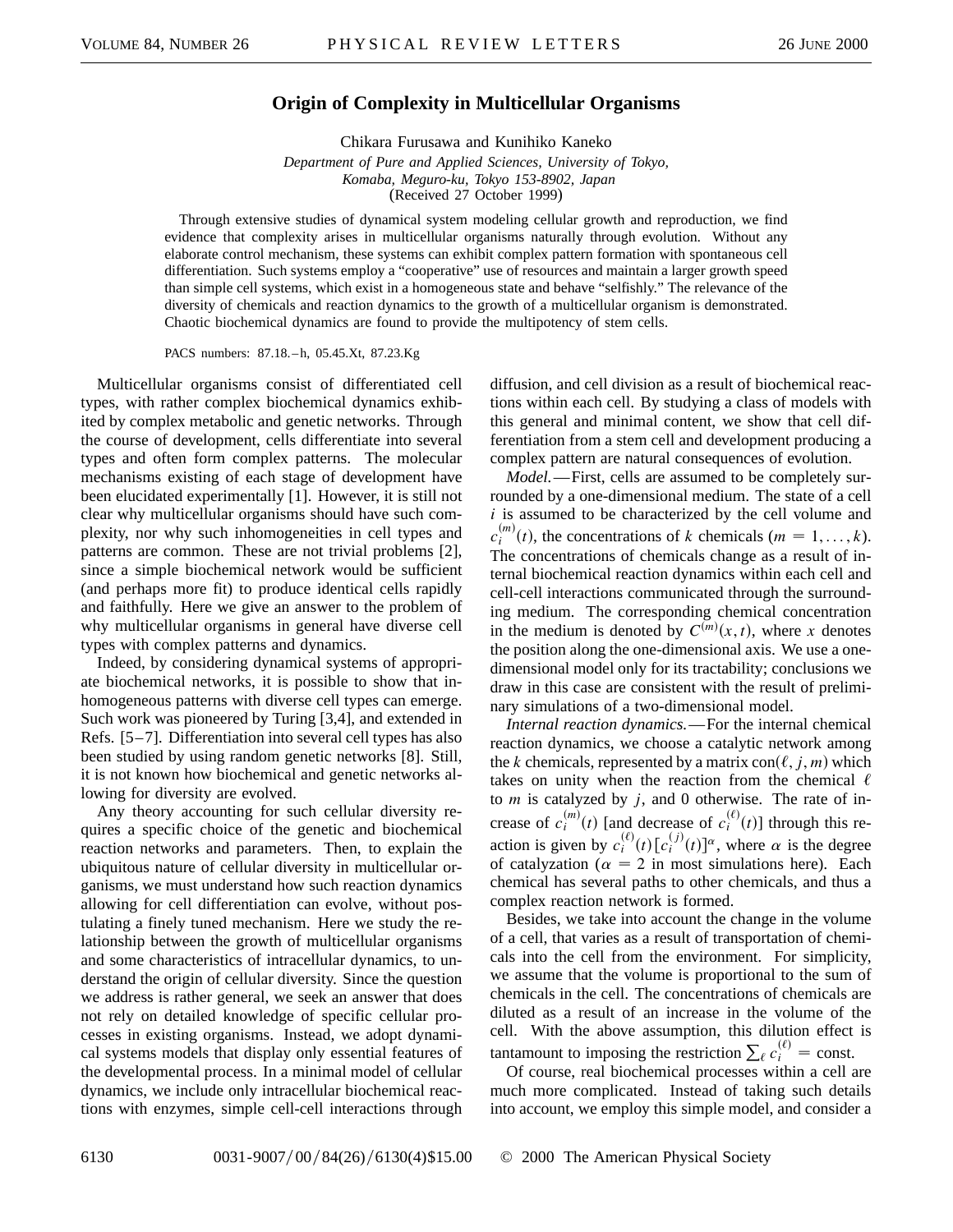# Origin of Complexity in Multicellular Organisms

Chikara Furusawa and Kunihiko Kaneko

*Department of Pure and Applied Sciences, University of Tokyo, Komaba, Meguro-ku, Tokyo 153-8902, Japan*

(Received 27 October 1999)

Through extensive studies of dynamical system modeling cellular growth and reproduction, we find evidence that complexity arises in multicellular organisms naturally through evolution. Without any elaborate control mechanism, these systems can exhibit complex pattern formation with spontaneous cell differentiation. Such systems employ a "cooperative" use of resources and maintain a larger growth speed than simple cell systems, which exist in a homogeneous state and behave "selfishly." The relevance of the diversity of chemicals and reaction dynamics to the growth of a multicellular organism is demonstrated. Chaotic biochemical dynamics are found to provide the multipotency of stem cells.

PACS numbers: 87.18.–h, 05.45.Xt, 87.23.Kg

Multicellular organisms consist of differentiated cell types, with rather complex biochemical dynamics exhibited by complex metabolic and genetic networks. Through the course of development, cells differentiate into several types and often form complex patterns. The molecular mechanisms existing of each stage of development have been elucidated experimentally [1]. However, it is still not clear why multicellular organisms should have such complexity, nor why such inhomogeneities in cell types and patterns are common. These are not trivial problems [2], since a simple biochemical network would be sufficient (and perhaps more fit) to produce identical cells rapidly and faithfully. Here we give an answer to the problem of why multicellular organisms in general have diverse cell types with complex patterns and dynamics.

Indeed, by considering dynamical systems of appropriate biochemical networks, it is possible to show that inhomogeneous patterns with diverse cell types can emerge. Such work was pioneered by Turing [3,4], and extended in Refs. [5–7]. Differentiation into several cell types has also been studied by using random genetic networks [8]. Still, it is not known how biochemical and genetic networks allowing for diversity are evolved.

Any theory accounting for such cellular diversity requires a specific choice of the genetic and biochemical reaction networks and parameters. Then, to explain the ubiquitous nature of cellular diversity in multicellular organisms, we must understand how such reaction dynamics allowing for cell differentiation can evolve, without postulating a finely tuned mechanism. Here we study the relationship between the growth of multicellular organisms and some characteristics of intracellular dynamics, to understand the origin of cellular diversity. Since the question we address is rather general, we seek an answer that does not rely on detailed knowledge of specific cellular processes in existing organisms. Instead, we adopt dynamical systems models that display only essential features of the developmental process. In a minimal model of cellular dynamics, we include only intracellular biochemical reactions with enzymes, simple cell-cell interactions through diffusion, and cell division as a result of biochemical reactions within each cell. By studying a class of models with this general and minimal content, we show that cell differentiation from a stem cell and development producing a complex pattern are natural consequences of evolution.

*Model.*—First, cells are assumed to be completely surrounded by a one-dimensional medium. The state of a cell $i$ is assumed to be characterized by the cell volume and $c_i^{(m)}(t)$, the concentrations of $k$ chemicals ($m = 1, \ldots, k$). The concentrations of chemicals change as a result of internal biochemical reaction dynamics within each cell and cell-cell interactions communicated through the surrounding medium. The corresponding chemical concentration in the medium is denoted by $C^{(m)}(x, t)$, where $x$ denotes the position along the one-dimensional axis. We use a one-dimensional model only for its tractability; conclusions we draw in this case are consistent with the result of preliminary simulations of a two-dimensional model.

*Internal reaction dynamics.*—For the internal chemical reaction dynamics, we choose a catalytic network among the $k$ chemicals, represented by a matrix $\mathrm{con}(\ell, j, m)$ which takes on unity when the reaction from the chemical $\ell$ to $m$ is catalyzed by $j$, and 0 otherwise. The rate of increase of $c_i^{(m)}(t)$ [and decrease of $c_i^{(\ell)}(t)$] through this reaction is given by $c_i^{(\ell)}(t)[c_i^{(j)}(t)]^{\alpha}$, where $\alpha$ is the degree of catalyzation ($\alpha = 2$ in most simulations here). Each chemical has several paths to other chemicals, and thus a complex reaction network is formed.

Besides, we take into account the change in the volume of a cell, that varies as a result of transportation of chemicals into the cell from the environment. For simplicity, we assume that the volume is proportional to the sum of chemicals in the cell. The concentrations of chemicals are diluted as a result of an increase in the volume of the cell. With the above assumption, this dilution effect is tantamount to imposing the restriction $\sum_\ell c_i^{(\ell)} = \text{const.}$

Of course, real biochemical processes within a cell are much more complicated. Instead of taking such details into account, we employ this simple model, and consider a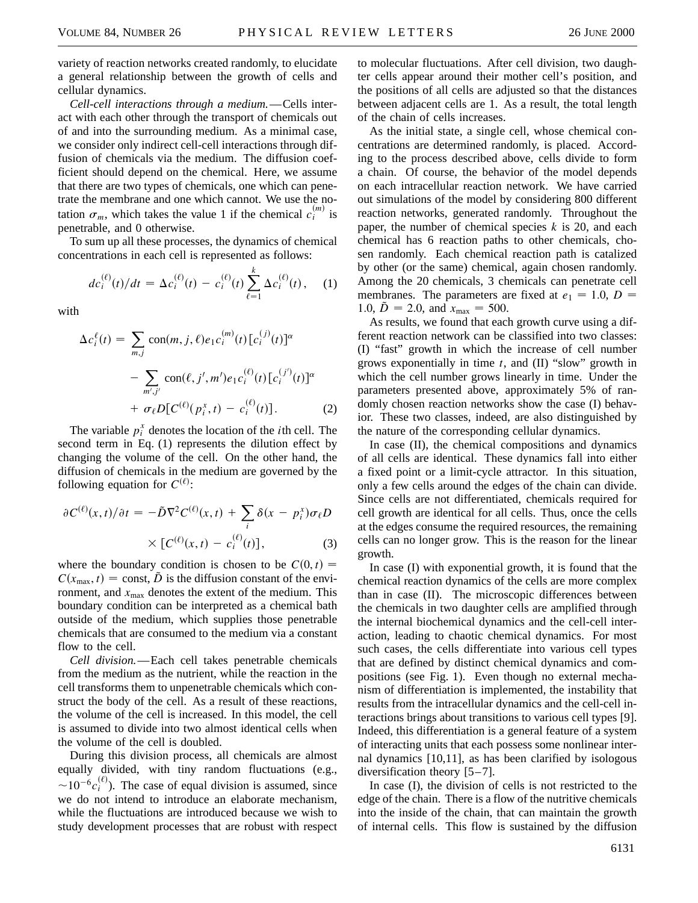variety of reaction networks created randomly, to elucidate a general relationship between the growth of cells and cellular dynamics.

*Cell-cell interactions through a medium.*—Cells interact with each other through the transport of chemicals out of and into the surrounding medium. As a minimal case, we consider only indirect cell-cell interactions through diffusion of chemicals via the medium. The diffusion coefficient should depend on the chemical. Here, we assume that there are two types of chemicals, one which can penetrate the membrane and one which cannot. We use the notation $\sigma_m$, which takes the value 1 if the chemical $c_i^{(m)}$ is penetrable, and 0 otherwise.

To sum up all these processes, the dynamics of chemical concentrations in each cell is represented as follows:

$$dc_i^{(\ell)}(t)/dt = \Delta c_i^{(\ell)}(t) - c_i^{(\ell)}(t)\sum_{\ell=1}^{k}\Delta c_i^{(\ell)}(t), \quad (1)$$

with

$$\begin{aligned}\Delta c_i^{\ell}(t) = & \sum_{m,j}\mathrm{con}(m,j,\ell)e_1 c_i^{(m)}(t)[c_i^{(j)}(t)]^{\alpha} \\ & - \sum_{m',j'}\mathrm{con}(\ell,j',m')e_1 c_i^{(\ell)}(t)[c_i^{(j')}(t)]^{\alpha} \\ & + \sigma_\ell D[C^{(\ell)}(p_i^x,t) - c_i^{(\ell)}(t)]. \quad (2)\end{aligned}$$

The variable $p_i^x$ denotes the location of the $i$th cell. The second term in Eq. (1) represents the dilution effect by changing the volume of the cell. On the other hand, the diffusion of chemicals in the medium are governed by the following equation for $C^{(\ell)}$:

$$\begin{aligned}\partial C^{(\ell)}(x,t)/\partial t = & -\tilde{D}\nabla^2 C^{(\ell)}(x,t) + \sum_i \delta(x - p_i^x)\sigma_\ell D \\ & \times [C^{(\ell)}(x,t) - c_i^{(\ell)}(t)], \quad (3)\end{aligned}$$

where the boundary condition is chosen to be $C(0,t) = C(x_{\max},t) = \mathrm{const}$, $\tilde{D}$ is the diffusion constant of the environment, and $x_{\max}$ denotes the extent of the medium. This boundary condition can be interpreted as a chemical bath outside of the medium, which supplies those penetrable chemicals that are consumed to the medium via a constant flow to the cell.

*Cell division.*—Each cell takes penetrable chemicals from the medium as the nutrient, while the reaction in the cell transforms them to unpenetrable chemicals which construct the body of the cell. As a result of these reactions, the volume of the cell is increased. In this model, the cell is assumed to divide into two almost identical cells when the volume of the cell is doubled.

During this division process, all chemicals are almost equally divided, with tiny random fluctuations (e.g., $\sim 10^{-6}c_i^{(\ell)}$). The case of equal division is assumed, since we do not intend to introduce an elaborate mechanism, while the fluctuations are introduced because we wish to study development processes that are robust with respect to molecular fluctuations. After cell division, two daughter cells appear around their mother cell's position, and the positions of all cells are adjusted so that the distances between adjacent cells are 1. As a result, the total length of the chain of cells increases.

As the initial state, a single cell, whose chemical concentrations are determined randomly, is placed. According to the process described above, cells divide to form a chain. Of course, the behavior of the model depends on each intracellular reaction network. We have carried out simulations of the model by considering 800 different reaction networks, generated randomly. Throughout the paper, the number of chemical species $k$ is 20, and each chemical has 6 reaction paths to other chemicals, chosen randomly. Each chemical reaction path is catalyzed by other (or the same) chemical, again chosen randomly. Among the 20 chemicals, 3 chemicals can penetrate cell membranes. The parameters are fixed at $e_1 = 1.0$, $D = 1.0$, $\tilde{D} = 2.0$, and $x_{\max} = 500$.

As results, we found that each growth curve using a different reaction network can be classified into two classes: (I) "fast" growth in which the increase of cell number grows exponentially in time $t$, and (II) "slow" growth in which the cell number grows linearly in time. Under the parameters presented above, approximately 5% of randomly chosen reaction networks show the case (I) behavior. These two classes, indeed, are also distinguished by the nature of the corresponding cellular dynamics.

In case (II), the chemical compositions and dynamics of all cells are identical. These dynamics fall into either a fixed point or a limit-cycle attractor. In this situation, only a few cells around the edges of the chain can divide. Since cells are not differentiated, chemicals required for cell growth are identical for all cells. Thus, once the cells at the edges consume the required resources, the remaining cells can no longer grow. This is the reason for the linear growth.

In case (I) with exponential growth, it is found that the chemical reaction dynamics of the cells are more complex than in case (II). The microscopic differences between the chemicals in two daughter cells are amplified through the internal biochemical dynamics and the cell-cell interaction, leading to chaotic chemical dynamics. For most such cases, the cells differentiate into various cell types that are defined by distinct chemical dynamics and compositions (see Fig. 1). Even though no external mechanism of differentiation is implemented, the instability that results from the intracellular dynamics and the cell-cell interactions brings about transitions to various cell types [9]. Indeed, this differentiation is a general feature of a system of interacting units that each possess some nonlinear internal dynamics [10,11], as has been clarified by isologous diversification theory [5–7].

In case (I), the division of cells is not restricted to the edge of the chain. There is a flow of the nutritive chemicals into the inside of the chain, that can maintain the growth of internal cells. This flow is sustained by the diffusion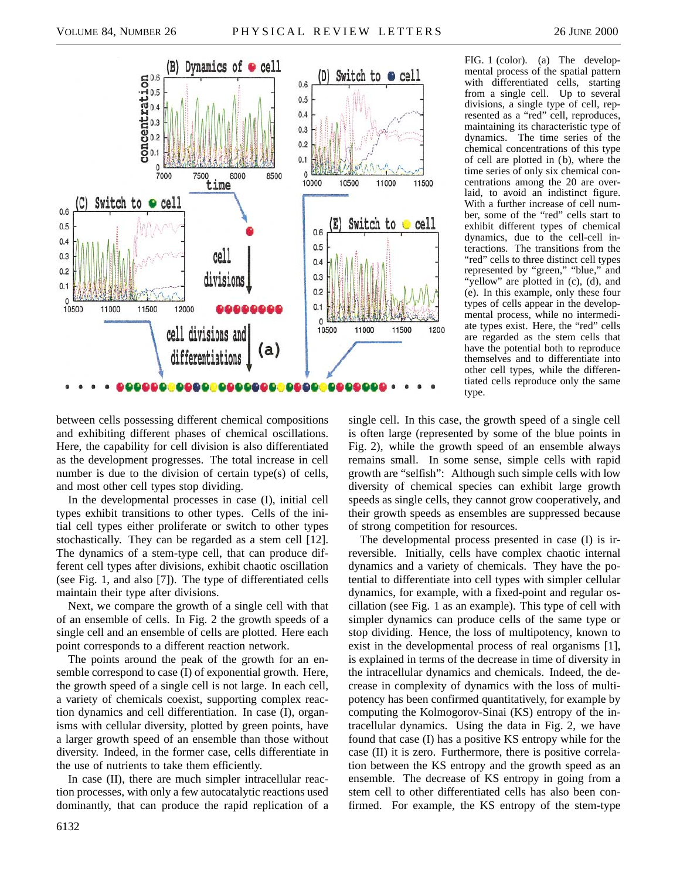FIG. 1 (color). (a) The developmental process of the spatial pattern with differentiated cells, starting from a single cell. Up to several divisions, a single type of cell, represented as a "red" cell, reproduces, maintaining its characteristic type of dynamics. The time series of the chemical concentrations of this type of cell are plotted in (b), where the time series of only six chemical concentrations among the 20 are overlaid, to avoid an indistinct figure. With a further increase of cell number, some of the "red" cells start to exhibit different types of chemical dynamics, due to the cell-cell interactions. The transitions from the "red" cells to three distinct cell types represented by "green," "blue," and "yellow" are plotted in (c), (d), and (e). In this example, only these four types of cells appear in the developmental process, while no intermediate types exist. Here, the "red" cells are regarded as the stem cells that have the potential both to reproduce themselves and to differentiate into other cell types, while the differentiated cells reproduce only the same type.

between cells possessing different chemical compositions and exhibiting different phases of chemical oscillations. Here, the capability for cell division is also differentiated as the development progresses. The total increase in cell number is due to the division of certain type(s) of cells, and most other cell types stop dividing.

In the developmental processes in case (I), initial cell types exhibit transitions to other types. Cells of the initial cell types either proliferate or switch to other types stochastically. They can be regarded as a stem cell [12]. The dynamics of a stem-type cell, that can produce different cell types after divisions, exhibit chaotic oscillation (see Fig. 1, and also [7]). The type of differentiated cells maintain their type after divisions.

Next, we compare the growth of a single cell with that of an ensemble of cells. In Fig. 2 the growth speeds of a single cell and an ensemble of cells are plotted. Here each point corresponds to a different reaction network.

The points around the peak of the growth for an ensemble correspond to case (I) of exponential growth. Here, the growth speed of a single cell is not large. In each cell, a variety of chemicals coexist, supporting complex reaction dynamics and cell differentiation. In case (I), organisms with cellular diversity, plotted by green points, have a larger growth speed of an ensemble than those without diversity. Indeed, in the former case, cells differentiate in the use of nutrients to take them efficiently.

In case (II), there are much simpler intracellular reaction processes, with only a few autocatalytic reactions used dominantly, that can produce the rapid replication of a single cell. In this case, the growth speed of a single cell is often large (represented by some of the blue points in Fig. 2), while the growth speed of an ensemble always remains small. In some sense, simple cells with rapid growth are "selfish": Although such simple cells with low diversity of chemical species can exhibit large growth speeds as single cells, they cannot grow cooperatively, and their growth speeds as ensembles are suppressed because of strong competition for resources.

The developmental process presented in case (I) is irreversible. Initially, cells have complex chaotic internal dynamics and a variety of chemicals. They have the potential to differentiate into cell types with simpler cellular dynamics, for example, with a fixed-point and regular oscillation (see Fig. 1 as an example). This type of cell with simpler dynamics can produce cells of the same type or stop dividing. Hence, the loss of multipotency, known to exist in the developmental process of real organisms [1], is explained in terms of the decrease in time of diversity in the intracellular dynamics and chemicals. Indeed, the decrease in complexity of dynamics with the loss of multipotency has been confirmed quantitatively, for example by computing the Kolmogorov-Sinai (KS) entropy of the intracellular dynamics. Using the data in Fig. 2, we have found that case (I) has a positive KS entropy while for the case (II) it is zero. Furthermore, there is positive correlation between the KS entropy and the growth speed as an ensemble. The decrease of KS entropy in going from a stem cell to other differentiated cells has also been confirmed. For example, the KS entropy of the stem-type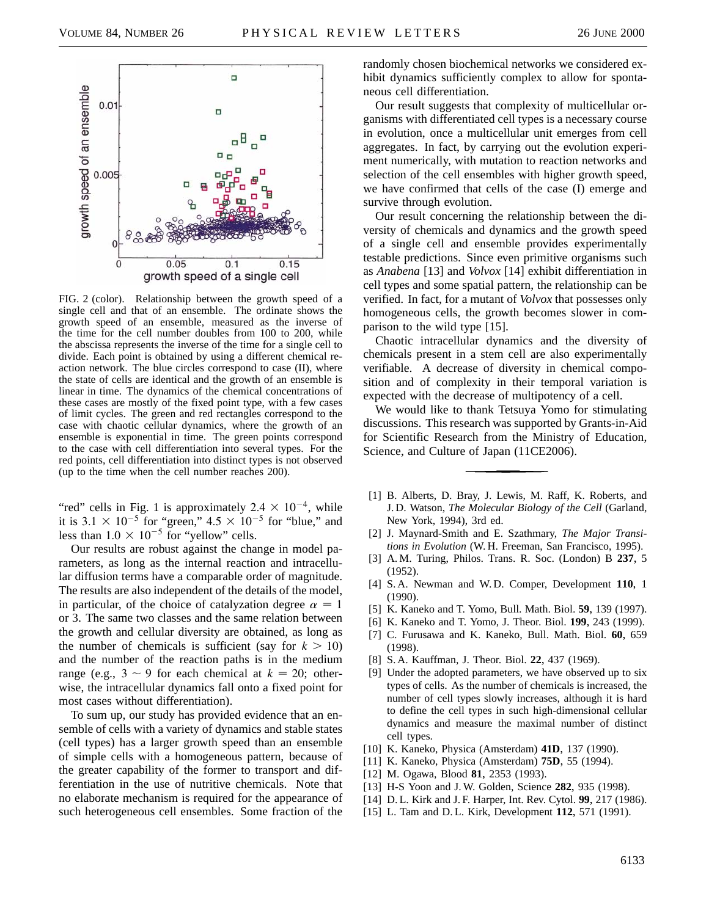growth speed of an ensemble

0.01

0.005

0

0

0.05

0.1

0.15

growth speed of a single cell

FIG. 2 (color). Relationship between the growth speed of a single cell and that of an ensemble. The ordinate shows the growth speed of an ensemble, measured as the inverse of the time for the cell number doubles from 100 to 200, while the abscissa represents the inverse of the time for a single cell to divide. Each point is obtained by using a different chemical reaction network. The blue circles correspond to case (II), where the state of cells are identical and the growth of an ensemble is linear in time. The dynamics of the chemical concentrations of these cases are mostly of the fixed point type, with a few cases of limit cycles. The green and red rectangles correspond to the case with chaotic cellular dynamics, where the growth of an ensemble is exponential in time. The green points correspond to the case with cell differentiation into several types. For the red points, cell differentiation into distinct types is not observed (up to the time when the cell number reaches 200).

"red" cells in Fig. 1 is approximately $2.4 \times 10^{-4}$, while it is $3.1 \times 10^{-5}$ for "green," $4.5 \times 10^{-5}$ for "blue," and less than $1.0 \times 10^{-5}$ for "yellow" cells.

Our results are robust against the change in model parameters, as long as the internal reaction and intracellular diffusion terms have a comparable order of magnitude. The results are also independent of the details of the model, in particular, of the choice of catalyzation degree $\alpha = 1$ or 3. The same two classes and the same relation between the growth and cellular diversity are obtained, as long as the number of chemicals is sufficient (say for $k > 10$) and the number of the reaction paths is in the medium range (e.g., $3 \sim 9$ for each chemical at $k = 20$; otherwise, the intracellular dynamics fall onto a fixed point for most cases without differentiation).

To sum up, our study has provided evidence that an ensemble of cells with a variety of dynamics and stable states (cell types) has a larger growth speed than an ensemble of simple cells with a homogeneous pattern, because of the greater capability of the former to transport and differentiation in the use of nutritive chemicals. Note that no elaborate mechanism is required for the appearance of such heterogeneous cell ensembles. Some fraction of the randomly chosen biochemical networks we considered exhibit dynamics sufficiently complex to allow for spontaneous cell differentiation.

Our result suggests that complexity of multicellular organisms with differentiated cell types is a necessary course in evolution, once a multicellular unit emerges from cell aggregates. In fact, by carrying out the evolution experiment numerically, with mutation to reaction networks and selection of the cell ensembles with higher growth speed, we have confirmed that cells of the case (I) emerge and survive through evolution.

Our result concerning the relationship between the diversity of chemicals and dynamics and the growth speed of a single cell and ensemble provides experimentally testable predictions. Since even primitive organisms such as *Anabena* [13] and *Volvox* [14] exhibit differentiation in cell types and some spatial pattern, the relationship can be verified. In fact, for a mutant of *Volvox* that possesses only homogeneous cells, the growth becomes slower in comparison to the wild type [15].

Chaotic intracellular dynamics and the diversity of chemicals present in a stem cell are also experimentally verifiable. A decrease of diversity in chemical composition and of complexity in their temporal variation is expected with the decrease of multipotency of a cell.

We would like to thank Tetsuya Yomo for stimulating discussions. This research was supported by Grants-in-Aid for Scientific Research from the Ministry of Education, Science, and Culture of Japan (11CE2006).

---

[1] B. Alberts, D. Bray, J. Lewis, M. Raff, K. Roberts, and J. D. Watson, *The Molecular Biology of the Cell* (Garland, New York, 1994), 3rd ed.

[2] J. Maynard-Smith and E. Szathmary, *The Major Transitions in Evolution* (W. H. Freeman, San Francisco, 1995).

[3] A. M. Turing, Philos. Trans. R. Soc. (London) B **237**, 5 (1952).

[4] S. A. Newman and W. D. Comper, Development **110**, 1 (1990).

[5] K. Kaneko and T. Yomo, Bull. Math. Biol. **59**, 139 (1997).

[6] K. Kaneko and T. Yomo, J. Theor. Biol. **199**, 243 (1999).

[7] C. Furusawa and K. Kaneko, Bull. Math. Biol. **60**, 659 (1998).

[8] S. A. Kauffman, J. Theor. Biol. **22**, 437 (1969).

[9] Under the adopted parameters, we have observed up to six types of cells. As the number of chemicals is increased, the number of cell types slowly increases, although it is hard to define the cell types in such high-dimensional cellular dynamics and measure the maximal number of distinct cell types.

[10] K. Kaneko, Physica (Amsterdam) **41D**, 137 (1990).

[11] K. Kaneko, Physica (Amsterdam) **75D**, 55 (1994).

[12] M. Ogawa, Blood **81**, 2353 (1993).

[13] H-S Yoon and J. W. Golden, Science **282**, 935 (1998).

[14] D. L. Kirk and J. F. Harper, Int. Rev. Cytol. **99**, 217 (1986).

[15] L. Tam and D. L. Kirk, Development **112**, 571 (1991).